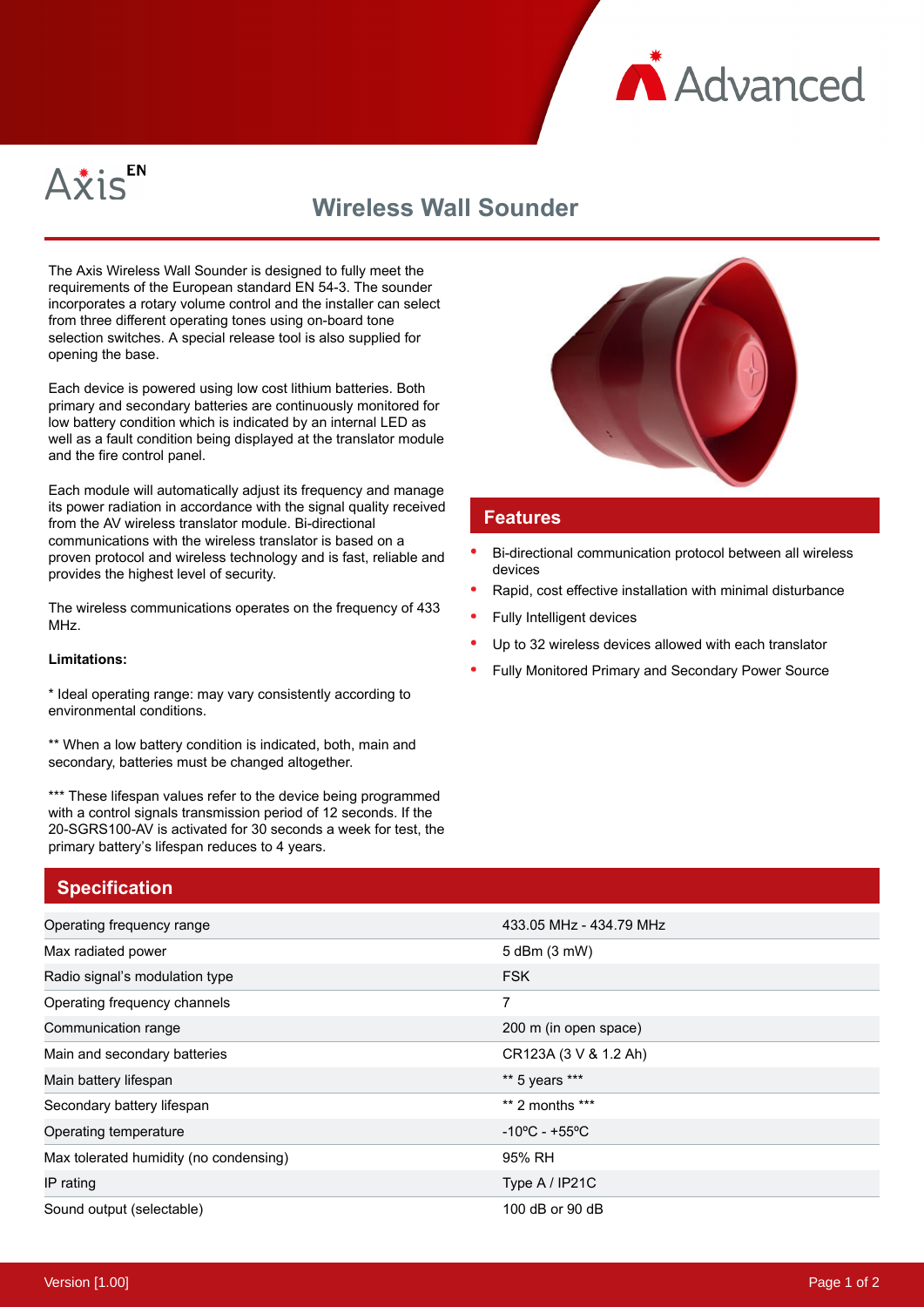Axis EN

# Wireless Wall Sounder

The Axis Wireless Wall Sounder is designed to fully meet the requirements of the European standard EN 54-3. The sounder incorporates a rotary volume control and the installer can select from three different operating tones using on-board tone selection switches. A special release tool is also supplied for opening the base.

Each device is powered using low cost lithium batteries. Both primary and secondary batteries are continuously monitored for low battery condition which is indicated by an internal LED as well as a fault condition being displayed at the translator module and the fire control panel.

Each module will automatically adjust its frequency and manage its power radiation in accordance with the signal quality received from the AV wireless translator module. Bi-directional communications with the wireless translator is based on a proven protocol and wireless technology and is fast, reliable and provides the highest level of security.

The wireless communications operates on the frequency of 433 MHz.

**Limitations:**

* Ideal operating range: may vary consistently according to environmental conditions.

** When a low battery condition is indicated, both, main and secondary, batteries must be changed altogether.

*** These lifespan values refer to the device being programmed with a control signals transmission period of 12 seconds. If the 20-SGRS100-AV is activated for 30 seconds a week for test, the primary battery's lifespan reduces to 4 years.

## Features

- Bi-directional communication protocol between all wireless devices
- Rapid, cost effective installation with minimal disturbance
- Fully Intelligent devices
- Up to 32 wireless devices allowed with each translator
- Fully Monitored Primary and Secondary Power Source

## Specification

| | |
|---|---|
| Operating frequency range | 433.05 MHz - 434.79 MHz |
| Max radiated power | 5 dBm (3 mW) |
| Radio signal's modulation type | FSK |
| Operating frequency channels | 7 |
| Communication range | 200 m (in open space) |
| Main and secondary batteries | CR123A (3 V & 1.2 Ah) |
| Main battery lifespan | ** 5 years *** |
| Secondary battery lifespan | ** 2 months *** |
| Operating temperature | -10ºC - +55ºC |
| Max tolerated humidity (no condensing) | 95% RH |
| IP rating | Type A / IP21C |
| Sound output (selectable) | 100 dB or 90 dB |

Version [1.00]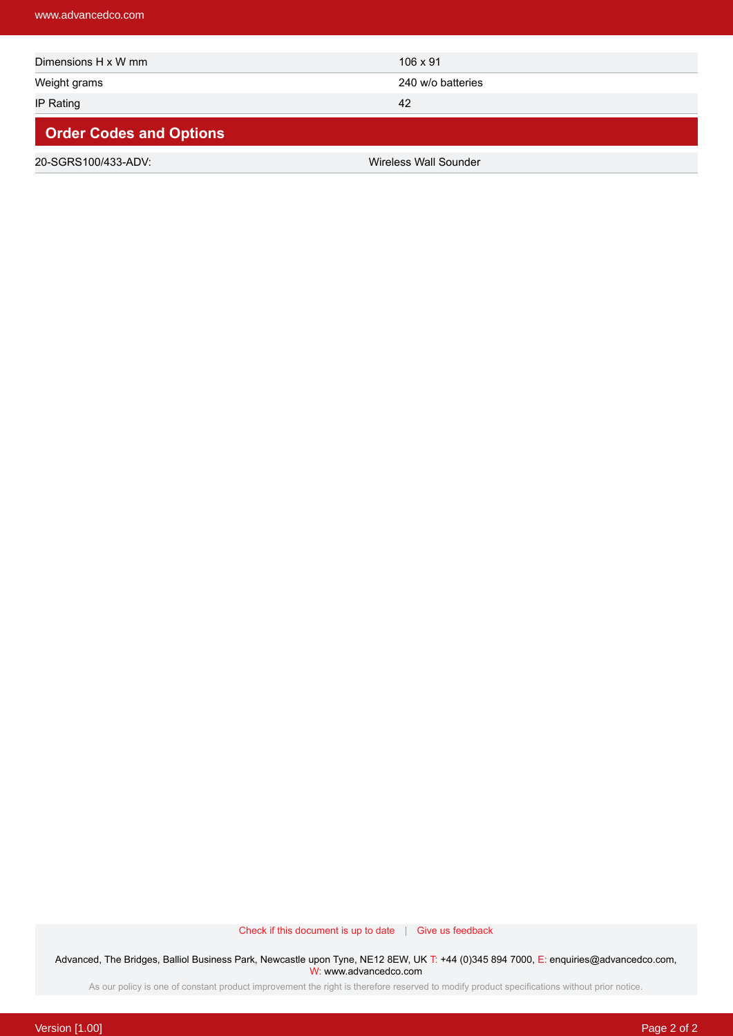| | |
|---|---|
| Dimensions H x W mm | 106 x 91 |
| Weight grams | 240 w/o batteries |
| IP Rating | 42 |

## Order Codes and Options

| | |
|---|---|
| 20-SGRS100/433-ADV: | Wireless Wall Sounder |

Check if this document is up to date | Give us feedback

Advanced, The Bridges, Balliol Business Park, Newcastle upon Tyne, NE12 8EW, UK T: +44 (0)345 894 7000, E: enquiries@advancedco.com, W: www.advancedco.com

As our policy is one of constant product improvement the right is therefore reserved to modify product specifications without prior notice.

Version [1.00]